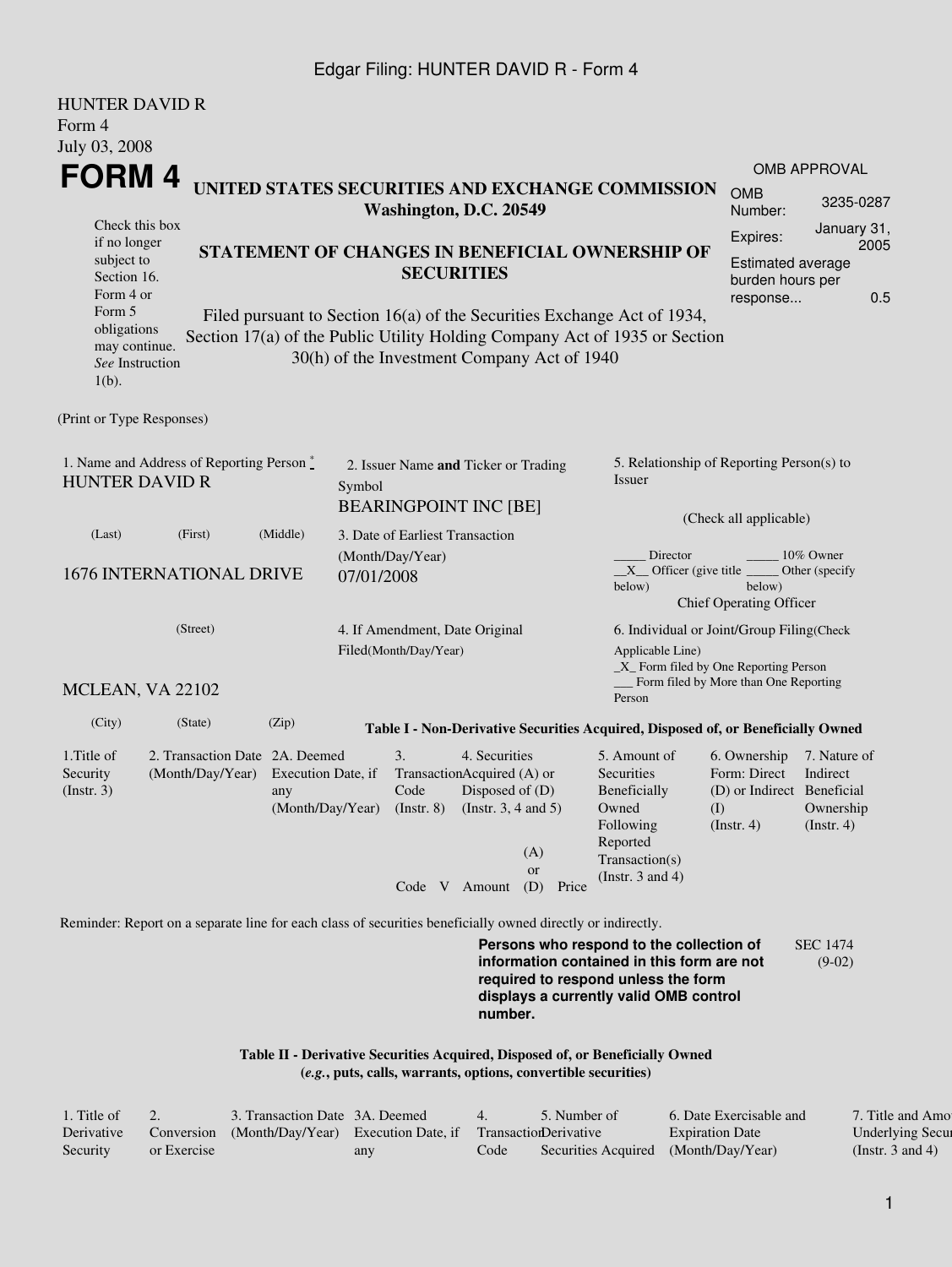Edgar Filing: HUNTER DAVID R - Form 4

HUNTER DAVID R
Form 4
July 03, 2008

# FORM 4

## UNITED STATES SECURITIES AND EXCHANGE COMMISSION
**Washington, D.C. 20549**

Check this box if no longer subject to Section 16. Form 4 or Form 5 obligations may continue. *See* Instruction 1(b).

## STATEMENT OF CHANGES IN BENEFICIAL OWNERSHIP OF SECURITIES

Filed pursuant to Section 16(a) of the Securities Exchange Act of 1934, Section 17(a) of the Public Utility Holding Company Act of 1935 or Section 30(h) of the Investment Company Act of 1940

OMB APPROVAL

| | |
|---|---|
| OMB Number: | 3235-0287 |
| Expires: | January 31, 2005 |
| Estimated average burden hours per response... | 0.5 |

(Print or Type Responses)

1. Name and Address of Reporting Person *
HUNTER DAVID R

(Last) (First) (Middle)

1676 INTERNATIONAL DRIVE

(Street)

MCLEAN, VA 22102

(City) (State) (Zip)

2. Issuer Name **and** Ticker or Trading Symbol
BEARINGPOINT INC [BE]

3. Date of Earliest Transaction (Month/Day/Year)
07/01/2008

4. If Amendment, Date Original Filed(Month/Day/Year)

5. Relationship of Reporting Person(s) to Issuer

(Check all applicable)

_____ Director _____ 10% Owner
__X__ Officer (give title below) _____ Other (specify below)
Chief Operating Officer

6. Individual or Joint/Group Filing(Check Applicable Line)
_X_ Form filed by One Reporting Person
___ Form filed by More than One Reporting Person

**Table I - Non-Derivative Securities Acquired, Disposed of, or Beneficially Owned**

| 1.Title of Security (Instr. 3) | 2. Transaction Date (Month/Day/Year) | 2A. Deemed Execution Date, if any (Month/Day/Year) | 3. Transaction Code (Instr. 8) | | 4. Securities Acquired (A) or Disposed of (D) (Instr. 3, 4 and 5) | | | 5. Amount of Securities Beneficially Owned Following Reported Transaction(s) (Instr. 3 and 4) | 6. Ownership Form: Direct (D) or Indirect (I) (Instr. 4) | 7. Nature of Indirect Beneficial Ownership (Instr. 4) |
|---|---|---|---|---|---|---|---|---|---|---|
| | | | Code | V | Amount | (A) or (D) | Price | | | |

Reminder: Report on a separate line for each class of securities beneficially owned directly or indirectly.

**Persons who respond to the collection of information contained in this form are not required to respond unless the form displays a currently valid OMB control number.**

SEC 1474 (9-02)

**Table II - Derivative Securities Acquired, Disposed of, or Beneficially Owned**
**(*e.g.*, puts, calls, warrants, options, convertible securities)**

| 1. Title of Derivative Security | 2. Conversion or Exercise | 3. Transaction Date (Month/Day/Year) | 3A. Deemed Execution Date, if any | 4. Transaction Code | 5. Number of Derivative Securities Acquired | 6. Date Exercisable and Expiration Date (Month/Day/Year) | 7. Title and Amo Underlying Secu (Instr. 3 and 4) |
|---|---|---|---|---|---|---|---|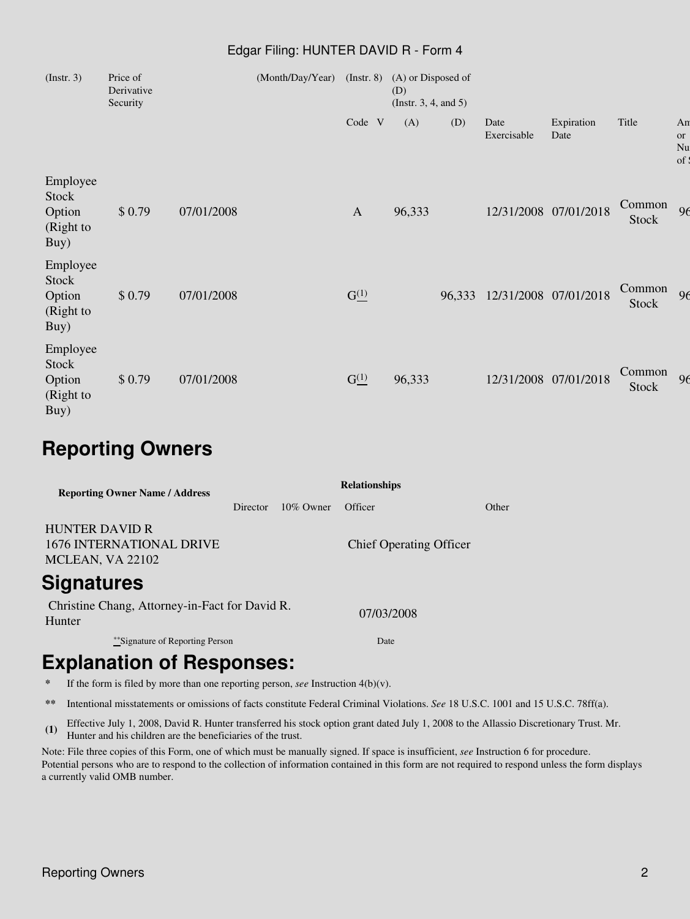| (Instr. 3) | Price of Derivative Security | (Month/Day/Year) | | (Instr. 8) | | (A) or Disposed of (D) (Instr. 3, 4, and 5) | | | | | |
|---|---|---|---|---|---|---|---|---|---|---|---|
| | | | | Code | V | (A) | (D) | Date Exercisable | Expiration Date | Title | Am or Nu of S |
| Employee Stock Option (Right to Buy) | $ 0.79 | 07/01/2008 | | A | | 96,333 | | 12/31/2008 | 07/01/2018 | Common Stock | 96 |
| Employee Stock Option (Right to Buy) | $ 0.79 | 07/01/2008 | | G (1) | | | 96,333 | 12/31/2008 | 07/01/2018 | Common Stock | 96 |
| Employee Stock Option (Right to Buy) | $ 0.79 | 07/01/2008 | | G (1) | | 96,333 | | 12/31/2008 | 07/01/2018 | Common Stock | 96 |

# Reporting Owners

| Reporting Owner Name / Address | Relationships | | | |
|---|---|---|---|---|
| | Director | 10% Owner | Officer | Other |
| HUNTER DAVID R<br>1676 INTERNATIONAL DRIVE<br>MCLEAN, VA 22102 | | | Chief Operating Officer | |

# Signatures

| | |
|---|---|
| Christine Chang, Attorney-in-Fact for David R. Hunter | 07/03/2008 |
| **Signature of Reporting Person | Date |

# Explanation of Responses:

\* If the form is filed by more than one reporting person, *see* Instruction 4(b)(v).

\*\* Intentional misstatements or omissions of facts constitute Federal Criminal Violations. *See* 18 U.S.C. 1001 and 15 U.S.C. 78ff(a).

**(1)** Effective July 1, 2008, David R. Hunter transferred his stock option grant dated July 1, 2008 to the Allassio Discretionary Trust. Mr. Hunter and his children are the beneficiaries of the trust.

Note: File three copies of this Form, one of which must be manually signed. If space is insufficient, *see* Instruction 6 for procedure.
Potential persons who are to respond to the collection of information contained in this form are not required to respond unless the form displays a currently valid OMB number.